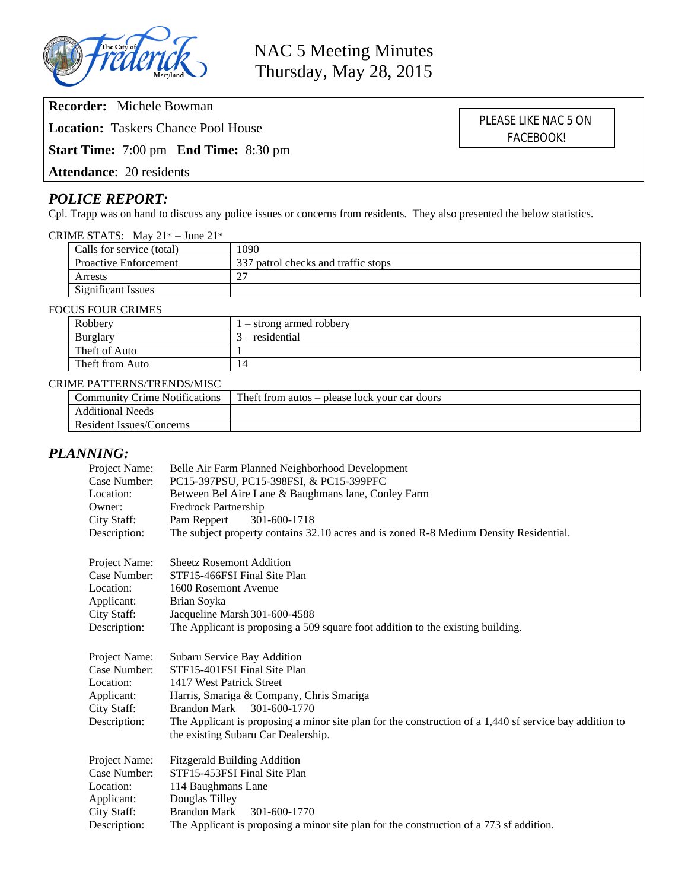# NAC 5 Meeting Minutes
## Thursday, May 28, 2015

**Recorder:** Michele Bowman

**Location:** Taskers Chance Pool House

**Start Time:** 7:00 pm **End Time:** 8:30 pm

**Attendance**: 20 residents

PLEASE LIKE NAC 5 ON FACEBOOK!

## *POLICE REPORT:*

Cpl. Trapp was on hand to discuss any police issues or concerns from residents. They also presented the below statistics.

CRIME STATS: May 21st – June 21st

| | |
|---|---|
| Calls for service (total) | 1090 |
| Proactive Enforcement | 337 patrol checks and traffic stops |
| Arrests | 27 |
| Significant Issues | |

FOCUS FOUR CRIMES

| | |
|---|---|
| Robbery | 1 – strong armed robbery |
| Burglary | 3 – residential |
| Theft of Auto | 1 |
| Theft from Auto | 14 |

CRIME PATTERNS/TRENDS/MISC

| | |
|---|---|
| Community Crime Notifications | Theft from autos – please lock your car doors |
| Additional Needs | |
| Resident Issues/Concerns | |

## *PLANNING:*

Project Name: Belle Air Farm Planned Neighborhood Development
Case Number: PC15-397PSU, PC15-398FSI, & PC15-399PFC
Location: Between Bel Aire Lane & Baughmans lane, Conley Farm
Owner: Fredrock Partnership
City Staff: Pam Reppert 301-600-1718
Description: The subject property contains 32.10 acres and is zoned R-8 Medium Density Residential.

Project Name: Sheetz Rosemont Addition
Case Number: STF15-466FSI Final Site Plan
Location: 1600 Rosemont Avenue
Applicant: Brian Soyka
City Staff: Jacqueline Marsh 301-600-4588
Description: The Applicant is proposing a 509 square foot addition to the existing building.

Project Name: Subaru Service Bay Addition
Case Number: STF15-401FSI Final Site Plan
Location: 1417 West Patrick Street
Applicant: Harris, Smariga & Company, Chris Smariga
City Staff: Brandon Mark 301-600-1770
Description: The Applicant is proposing a minor site plan for the construction of a 1,440 sf service bay addition to the existing Subaru Car Dealership.

Project Name: Fitzgerald Building Addition
Case Number: STF15-453FSI Final Site Plan
Location: 114 Baughmans Lane
Applicant: Douglas Tilley
City Staff: Brandon Mark 301-600-1770
Description: The Applicant is proposing a minor site plan for the construction of a 773 sf addition.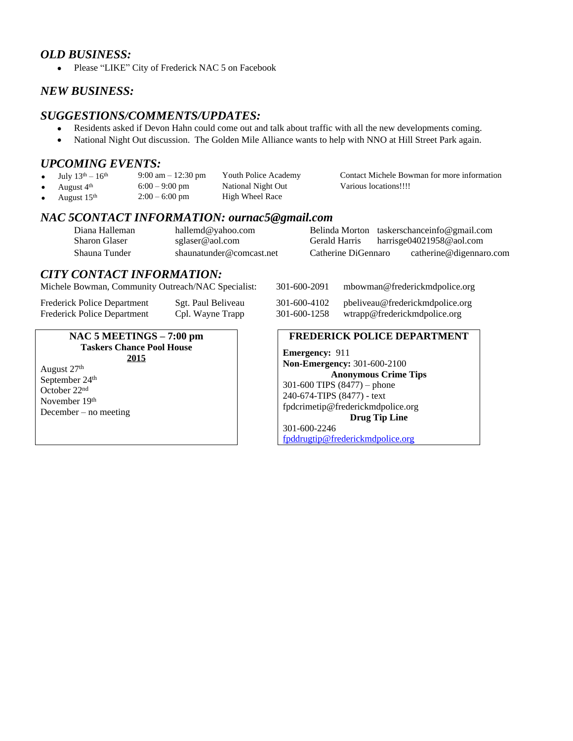## *OLD BUSINESS:*

- Please "LIKE" City of Frederick NAC 5 on Facebook

## *NEW BUSINESS:*

## *SUGGESTIONS/COMMENTS/UPDATES:*

- Residents asked if Devon Hahn could come out and talk about traffic with all the new developments coming.
- National Night Out discussion. The Golden Mile Alliance wants to help with NNO at Hill Street Park again.

## *UPCOMING EVENTS:*

| | | | |
|---|---|---|---|
| July 13th – 16th | 9:00 am – 12:30 pm | Youth Police Academy | Contact Michele Bowman for more information |
| August 4th | 6:00 – 9:00 pm | National Night Out | Various locations!!!! |
| August 15th | 2:00 – 6:00 pm | High Wheel Race | |

## *NAC 5CONTACT INFORMATION: ournac5@gmail.com*

| | | | |
|---|---|---|---|
| Diana Halleman | hallemd@yahoo.com | Belinda Morton | taskerschanceinfo@gmail.com |
| Sharon Glaser | sglaser@aol.com | Gerald Harris | harrisge04021958@aol.com |
| Shauna Tunder | shaunatunder@comcast.net | Catherine DiGennaro | catherine@digennaro.com |

## *CITY CONTACT INFORMATION:*

| | | | |
|---|---|---|---|
| Michele Bowman, Community Outreach/NAC Specialist: | | 301-600-2091 | mbowman@frederickmdpolice.org |
| Frederick Police Department | Sgt. Paul Beliveau | 301-600-4102 | pbeliveau@frederickmdpolice.org |
| Frederick Police Department | Cpl. Wayne Trapp | 301-600-1258 | wtrapp@frederickmdpolice.org |

**NAC 5 MEETINGS – 7:00 pm**
**Taskers Chance Pool House**
**2015**

August 27th
September 24th
October 22nd
November 19th
December – no meeting

**FREDERICK POLICE DEPARTMENT**

**Emergency:** 911
**Non-Emergency:** 301-600-2100

**Anonymous Crime Tips**
301-600 TIPS (8477) – phone
240-674-TIPS (8477) - text
fpdcrimetip@frederickmdpolice.org

**Drug Tip Line**
301-600-2246
fpddrugtip@frederickmdpolice.org